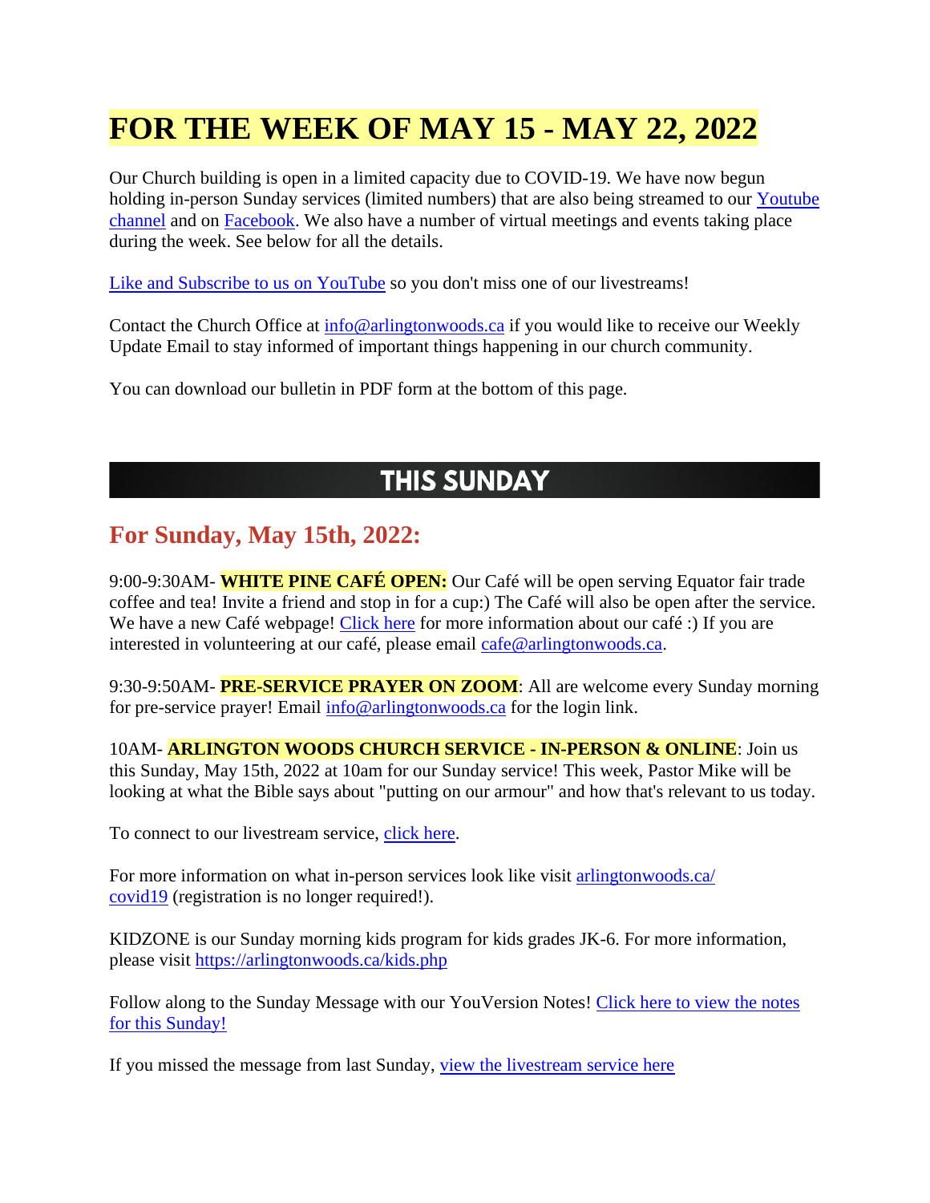# FOR THE WEEK OF MAY 15 - MAY 22, 2022

Our Church building is open in a limited capacity due to COVID-19. We have now begun holding in-person Sunday services (limited numbers) that are also being streamed to our Youtube channel and on Facebook. We also have a number of virtual meetings and events taking place during the week. See below for all the details.

Like and Subscribe to us on YouTube so you don't miss one of our livestreams!

Contact the Church Office at info@arlingtonwoods.ca if you would like to receive our Weekly Update Email to stay informed of important things happening in our church community.

You can download our bulletin in PDF form at the bottom of this page.

## THIS SUNDAY

## For Sunday, May 15th, 2022:

9:00-9:30AM- **WHITE PINE CAFÉ OPEN:** Our Café will be open serving Equator fair trade coffee and tea! Invite a friend and stop in for a cup:) The Café will also be open after the service. We have a new Café webpage! Click here for more information about our café :) If you are interested in volunteering at our café, please email cafe@arlingtonwoods.ca.

9:30-9:50AM- **PRE-SERVICE PRAYER ON ZOOM**: All are welcome every Sunday morning for pre-service prayer! Email info@arlingtonwoods.ca for the login link.

10AM- **ARLINGTON WOODS CHURCH SERVICE - IN-PERSON & ONLINE**: Join us this Sunday, May 15th, 2022 at 10am for our Sunday service! This week, Pastor Mike will be looking at what the Bible says about "putting on our armour" and how that's relevant to us today.

To connect to our livestream service, click here.

For more information on what in-person services look like visit arlingtonwoods.ca/covid19 (registration is no longer required!).

KIDZONE is our Sunday morning kids program for kids grades JK-6. For more information, please visit https://arlingtonwoods.ca/kids.php

Follow along to the Sunday Message with our YouVersion Notes! Click here to view the notes for this Sunday!

If you missed the message from last Sunday, view the livestream service here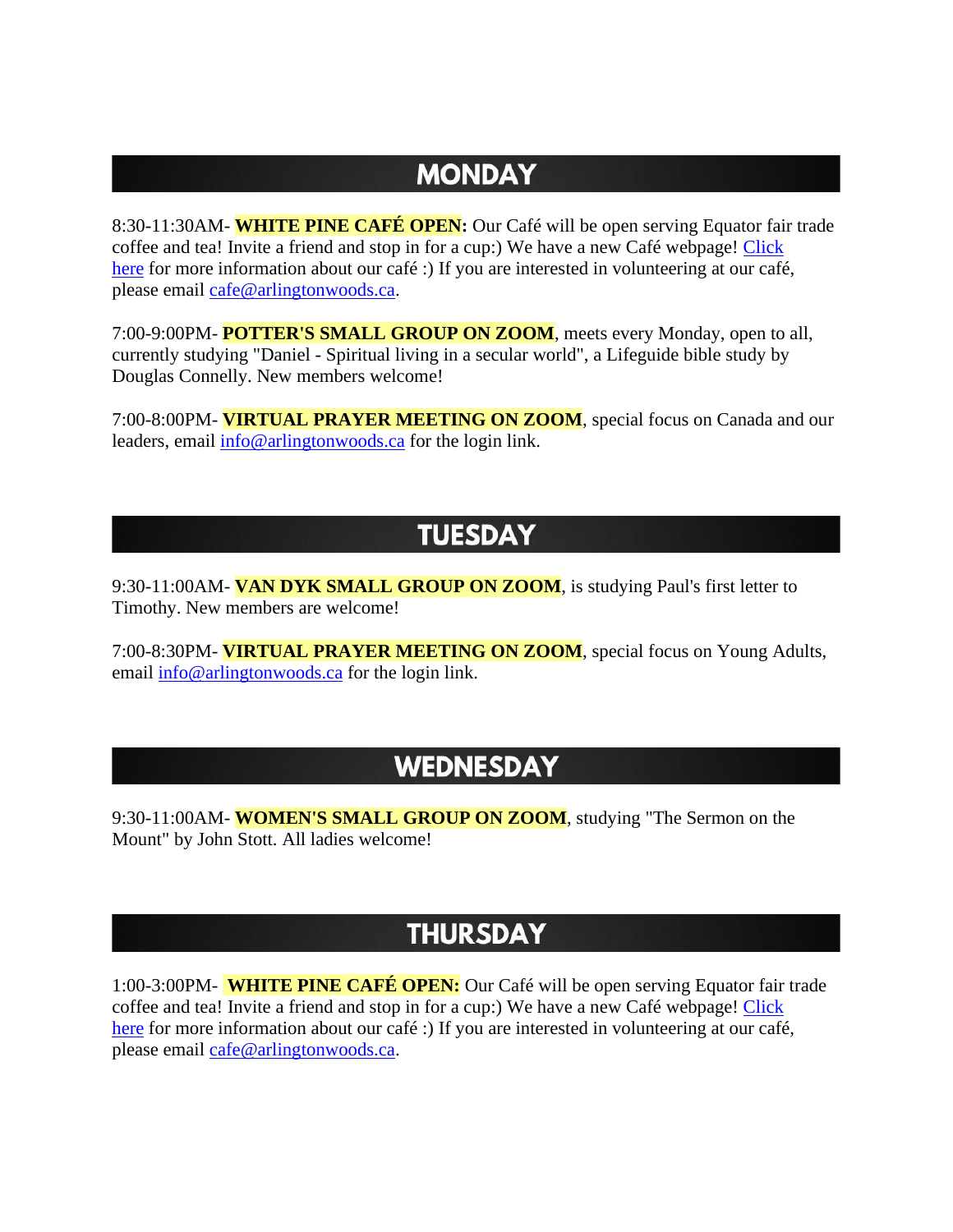## MONDAY

8:30-11:30AM- **WHITE PINE CAFÉ OPEN:** Our Café will be open serving Equator fair trade coffee and tea! Invite a friend and stop in for a cup:) We have a new Café webpage! Click here for more information about our café :) If you are interested in volunteering at our café, please email cafe@arlingtonwoods.ca.

7:00-9:00PM- **POTTER'S SMALL GROUP ON ZOOM**, meets every Monday, open to all, currently studying "Daniel - Spiritual living in a secular world", a Lifeguide bible study by Douglas Connelly. New members welcome!

7:00-8:00PM- **VIRTUAL PRAYER MEETING ON ZOOM**, special focus on Canada and our leaders, email info@arlingtonwoods.ca for the login link.

## TUESDAY

9:30-11:00AM- **VAN DYK SMALL GROUP ON ZOOM**, is studying Paul's first letter to Timothy. New members are welcome!

7:00-8:30PM- **VIRTUAL PRAYER MEETING ON ZOOM**, special focus on Young Adults, email info@arlingtonwoods.ca for the login link.

## WEDNESDAY

9:30-11:00AM- **WOMEN'S SMALL GROUP ON ZOOM**, studying "The Sermon on the Mount" by John Stott. All ladies welcome!

## THURSDAY

1:00-3:00PM- **WHITE PINE CAFÉ OPEN:** Our Café will be open serving Equator fair trade coffee and tea! Invite a friend and stop in for a cup:) We have a new Café webpage! Click here for more information about our café :) If you are interested in volunteering at our café, please email cafe@arlingtonwoods.ca.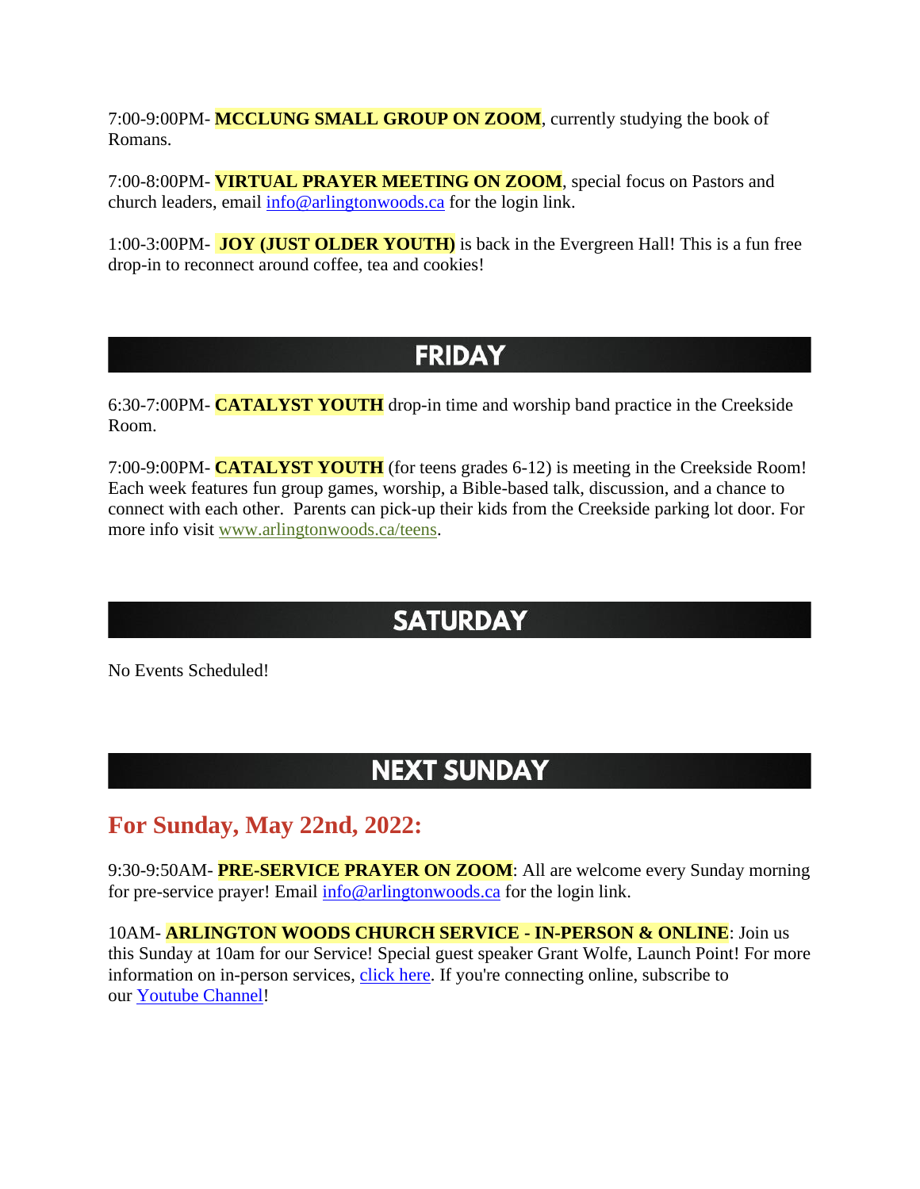7:00-9:00PM- **MCCLUNG SMALL GROUP ON ZOOM**, currently studying the book of Romans.

7:00-8:00PM- **VIRTUAL PRAYER MEETING ON ZOOM**, special focus on Pastors and church leaders, email info@arlingtonwoods.ca for the login link.

1:00-3:00PM- **JOY (JUST OLDER YOUTH)** is back in the Evergreen Hall! This is a fun free drop-in to reconnect around coffee, tea and cookies!

## FRIDAY

6:30-7:00PM- **CATALYST YOUTH** drop-in time and worship band practice in the Creekside Room.

7:00-9:00PM- **CATALYST YOUTH** (for teens grades 6-12) is meeting in the Creekside Room! Each week features fun group games, worship, a Bible-based talk, discussion, and a chance to connect with each other. Parents can pick-up their kids from the Creekside parking lot door. For more info visit www.arlingtonwoods.ca/teens.

## SATURDAY

No Events Scheduled!

## NEXT SUNDAY

### For Sunday, May 22nd, 2022:

9:30-9:50AM- **PRE-SERVICE PRAYER ON ZOOM**: All are welcome every Sunday morning for pre-service prayer! Email info@arlingtonwoods.ca for the login link.

10AM- **ARLINGTON WOODS CHURCH SERVICE - IN-PERSON & ONLINE**: Join us this Sunday at 10am for our Service! Special guest speaker Grant Wolfe, Launch Point! For more information on in-person services, click here. If you're connecting online, subscribe to our Youtube Channel!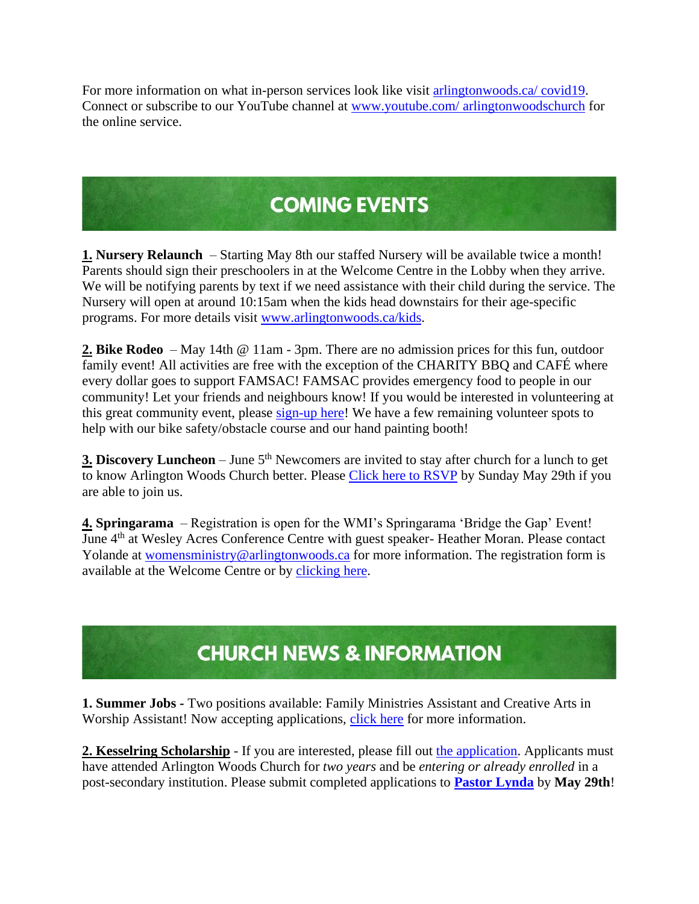For more information on what in-person services look like visit arlingtonwoods.ca/ covid19. Connect or subscribe to our YouTube channel at www.youtube.com/ arlingtonwoodschurch for the online service.

## COMING EVENTS

**1. Nursery Relaunch** – Starting May 8th our staffed Nursery will be available twice a month! Parents should sign their preschoolers in at the Welcome Centre in the Lobby when they arrive. We will be notifying parents by text if we need assistance with their child during the service. The Nursery will open at around 10:15am when the kids head downstairs for their age-specific programs. For more details visit www.arlingtonwoods.ca/kids.

**2. Bike Rodeo** – May 14th @ 11am - 3pm. There are no admission prices for this fun, outdoor family event! All activities are free with the exception of the CHARITY BBQ and CAFÉ where every dollar goes to support FAMSAC! FAMSAC provides emergency food to people in our community! Let your friends and neighbours know! If you would be interested in volunteering at this great community event, please sign-up here! We have a few remaining volunteer spots to help with our bike safety/obstacle course and our hand painting booth!

**3. Discovery Luncheon** – June 5th Newcomers are invited to stay after church for a lunch to get to know Arlington Woods Church better. Please Click here to RSVP by Sunday May 29th if you are able to join us.

**4. Springarama** – Registration is open for the WMI's Springarama 'Bridge the Gap' Event! June 4th at Wesley Acres Conference Centre with guest speaker- Heather Moran. Please contact Yolande at womensministry@arlingtonwoods.ca for more information. The registration form is available at the Welcome Centre or by clicking here.

## CHURCH NEWS & INFORMATION

**1. Summer Jobs -** Two positions available: Family Ministries Assistant and Creative Arts in Worship Assistant! Now accepting applications, click here for more information.

**2. Kesselring Scholarship** - If you are interested, please fill out the application. Applicants must have attended Arlington Woods Church for *two years* and be *entering or already enrolled* in a post-secondary institution. Please submit completed applications to **Pastor Lynda** by **May 29th**!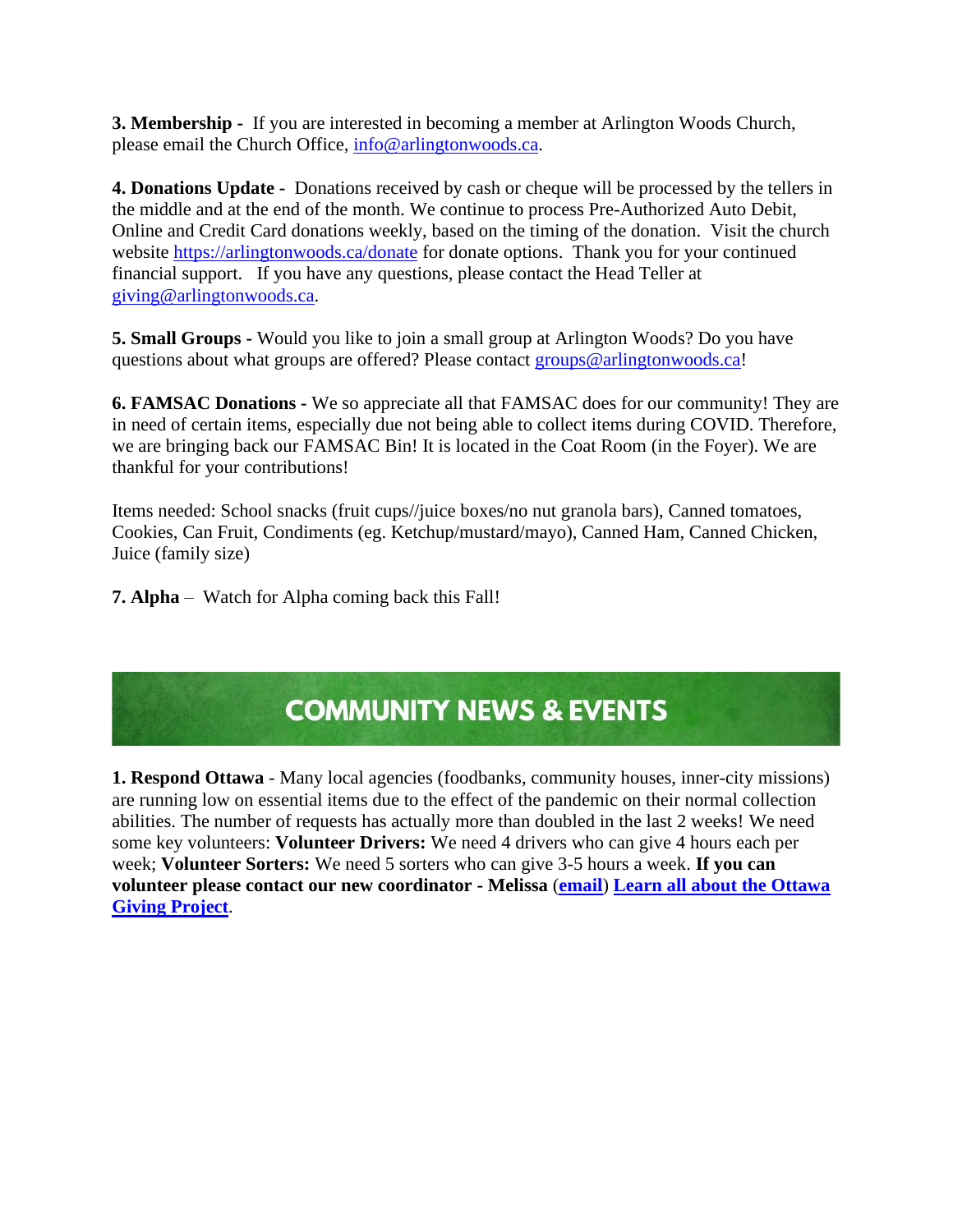**3. Membership -** If you are interested in becoming a member at Arlington Woods Church, please email the Church Office, info@arlingtonwoods.ca.

**4. Donations Update -** Donations received by cash or cheque will be processed by the tellers in the middle and at the end of the month. We continue to process Pre-Authorized Auto Debit, Online and Credit Card donations weekly, based on the timing of the donation. Visit the church website https://arlingtonwoods.ca/donate for donate options. Thank you for your continued financial support. If you have any questions, please contact the Head Teller at giving@arlingtonwoods.ca.

**5. Small Groups -** Would you like to join a small group at Arlington Woods? Do you have questions about what groups are offered? Please contact groups@arlingtonwoods.ca!

**6. FAMSAC Donations -** We so appreciate all that FAMSAC does for our community! They are in need of certain items, especially due not being able to collect items during COVID. Therefore, we are bringing back our FAMSAC Bin! It is located in the Coat Room (in the Foyer). We are thankful for your contributions!

Items needed: School snacks (fruit cups//juice boxes/no nut granola bars), Canned tomatoes, Cookies, Can Fruit, Condiments (eg. Ketchup/mustard/mayo), Canned Ham, Canned Chicken, Juice (family size)

**7. Alpha** – Watch for Alpha coming back this Fall!

## COMMUNITY NEWS & EVENTS

**1. Respond Ottawa** - Many local agencies (foodbanks, community houses, inner-city missions) are running low on essential items due to the effect of the pandemic on their normal collection abilities. The number of requests has actually more than doubled in the last 2 weeks! We need some key volunteers: **Volunteer Drivers:** We need 4 drivers who can give 4 hours each per week; **Volunteer Sorters:** We need 5 sorters who can give 3-5 hours a week. **If you can volunteer please contact our new coordinator - Melissa (email) Learn all about the Ottawa Giving Project**.